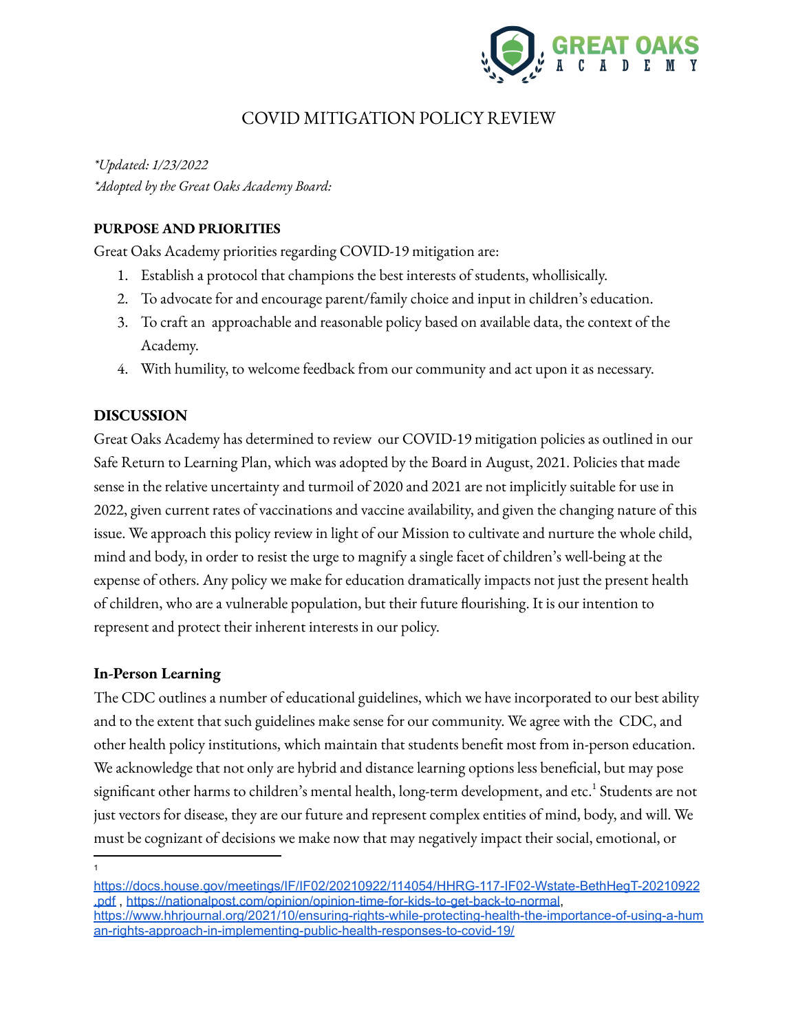# COVID MITIGATION POLICY REVIEW

*\*Updated: 1/23/2022*
*\*Adopted by the Great Oaks Academy Board:*

**PURPOSE AND PRIORITIES**

Great Oaks Academy priorities regarding COVID-19 mitigation are:

1. Establish a protocol that champions the best interests of students, whollisically.
2. To advocate for and encourage parent/family choice and input in children's education.
3. To craft an approachable and reasonable policy based on available data, the context of the Academy.
4. With humility, to welcome feedback from our community and act upon it as necessary.

**DISCUSSION**

Great Oaks Academy has determined to review our COVID-19 mitigation policies as outlined in our Safe Return to Learning Plan, which was adopted by the Board in August, 2021. Policies that made sense in the relative uncertainty and turmoil of 2020 and 2021 are not implicitly suitable for use in 2022, given current rates of vaccinations and vaccine availability, and given the changing nature of this issue. We approach this policy review in light of our Mission to cultivate and nurture the whole child, mind and body, in order to resist the urge to magnify a single facet of children's well-being at the expense of others. Any policy we make for education dramatically impacts not just the present health of children, who are a vulnerable population, but their future flourishing. It is our intention to represent and protect their inherent interests in our policy.

**In-Person Learning**

The CDC outlines a number of educational guidelines, which we have incorporated to our best ability and to the extent that such guidelines make sense for our community. We agree with the CDC, and other health policy institutions, which maintain that students benefit most from in-person education. We acknowledge that not only are hybrid and distance learning options less beneficial, but may pose significant other harms to children's mental health, long-term development, and etc.[1] Students are not just vectors for disease, they are our future and represent complex entities of mind, body, and will. We must be cognizant of decisions we make now that may negatively impact their social, emotional, or

---

[1] https://docs.house.gov/meetings/IF/IF02/20210922/114054/HHRG-117-IF02-Wstate-BethHegT-20210922.pdf , https://nationalpost.com/opinion/opinion-time-for-kids-to-get-back-to-normal, https://www.hhrjournal.org/2021/10/ensuring-rights-while-protecting-health-the-importance-of-using-a-human-rights-approach-in-implementing-public-health-responses-to-covid-19/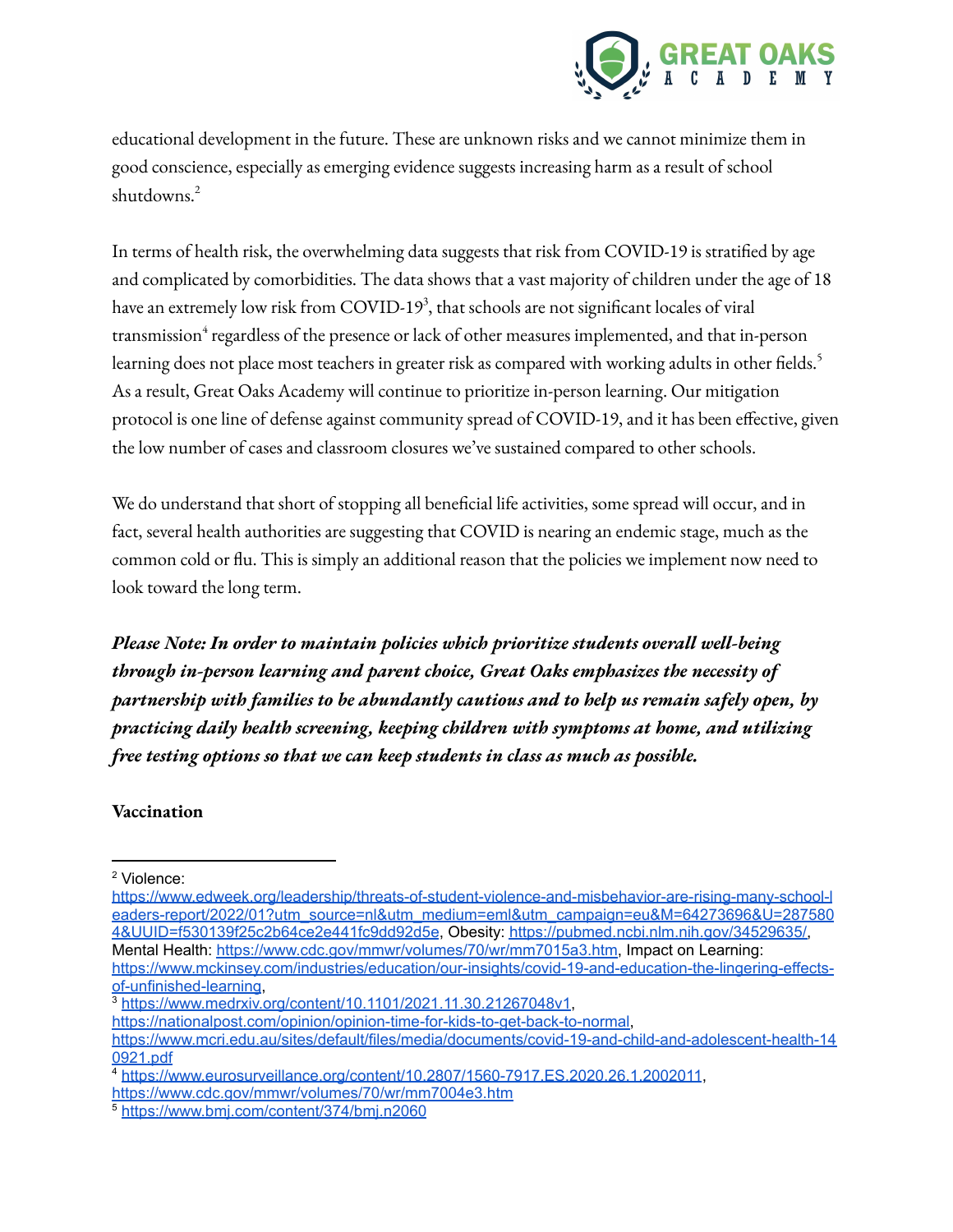educational development in the future. These are unknown risks and we cannot minimize them in good conscience, especially as emerging evidence suggests increasing harm as a result of school shutdowns.[2]

In terms of health risk, the overwhelming data suggests that risk from COVID-19 is stratified by age and complicated by comorbidities. The data shows that a vast majority of children under the age of 18 have an extremely low risk from COVID-19[3], that schools are not significant locales of viral transmission[4] regardless of the presence or lack of other measures implemented, and that in-person learning does not place most teachers in greater risk as compared with working adults in other fields.[5] As a result, Great Oaks Academy will continue to prioritize in-person learning. Our mitigation protocol is one line of defense against community spread of COVID-19, and it has been effective, given the low number of cases and classroom closures we've sustained compared to other schools.

We do understand that short of stopping all beneficial life activities, some spread will occur, and in fact, several health authorities are suggesting that COVID is nearing an endemic stage, much as the common cold or flu. This is simply an additional reason that the policies we implement now need to look toward the long term.

***Please Note: In order to maintain policies which prioritize students overall well-being through in-person learning and parent choice, Great Oaks emphasizes the necessity of partnership with families to be abundantly cautious and to help us remain safely open, by practicing daily health screening, keeping children with symptoms at home, and utilizing free testing options so that we can keep students in class as much as possible.***

**Vaccination**

---

[2] Violence: https://www.edweek.org/leadership/threats-of-student-violence-and-misbehavior-are-rising-many-school-leaders-report/2022/01?utm_source=nl&utm_medium=eml&utm_campaign=eu&M=64273696&U=2875804&UUID=f530139f25c2b64ce2e441fc9dd92d5e, Obesity: https://pubmed.ncbi.nlm.nih.gov/34529635/, Mental Health: https://www.cdc.gov/mmwr/volumes/70/wr/mm7015a3.htm, Impact on Learning: https://www.mckinsey.com/industries/education/our-insights/covid-19-and-education-the-lingering-effects-of-unfinished-learning,

[3] https://www.medrxiv.org/content/10.1101/2021.11.30.21267048v1, https://nationalpost.com/opinion/opinion-time-for-kids-to-get-back-to-normal, https://www.mcri.edu.au/sites/default/files/media/documents/covid-19-and-child-and-adolescent-health-140921.pdf

[4] https://www.eurosurveillance.org/content/10.2807/1560-7917.ES.2020.26.1.2002011, https://www.cdc.gov/mmwr/volumes/70/wr/mm7004e3.htm

[5] https://www.bmj.com/content/374/bmj.n2060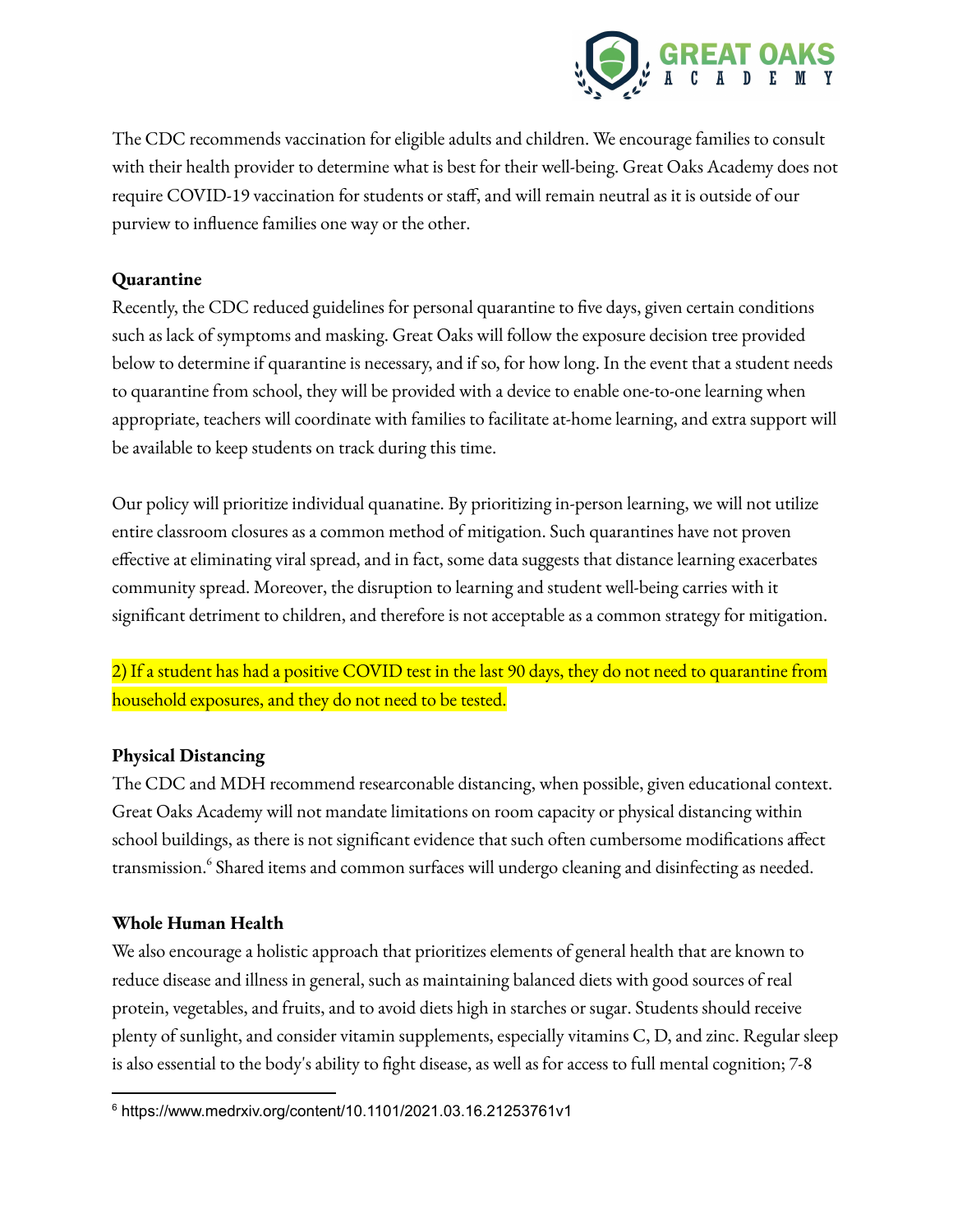The CDC recommends vaccination for eligible adults and children. We encourage families to consult with their health provider to determine what is best for their well-being. Great Oaks Academy does not require COVID-19 vaccination for students or staff, and will remain neutral as it is outside of our purview to influence families one way or the other.

**Quarantine**

Recently, the CDC reduced guidelines for personal quarantine to five days, given certain conditions such as lack of symptoms and masking. Great Oaks will follow the exposure decision tree provided below to determine if quarantine is necessary, and if so, for how long. In the event that a student needs to quarantine from school, they will be provided with a device to enable one-to-one learning when appropriate, teachers will coordinate with families to facilitate at-home learning, and extra support will be available to keep students on track during this time.

Our policy will prioritize individual quanatine. By prioritizing in-person learning, we will not utilize entire classroom closures as a common method of mitigation. Such quarantines have not proven effective at eliminating viral spread, and in fact, some data suggests that distance learning exacerbates community spread. Moreover, the disruption to learning and student well-being carries with it significant detriment to children, and therefore is not acceptable as a common strategy for mitigation.

2) If a student has had a positive COVID test in the last 90 days, they do not need to quarantine from household exposures, and they do not need to be tested.

**Physical Distancing**

The CDC and MDH recommend researconable distancing, when possible, given educational context. Great Oaks Academy will not mandate limitations on room capacity or physical distancing within school buildings, as there is not significant evidence that such often cumbersome modifications affect transmission.[6] Shared items and common surfaces will undergo cleaning and disinfecting as needed.

**Whole Human Health**

We also encourage a holistic approach that prioritizes elements of general health that are known to reduce disease and illness in general, such as maintaining balanced diets with good sources of real protein, vegetables, and fruits, and to avoid diets high in starches or sugar. Students should receive plenty of sunlight, and consider vitamin supplements, especially vitamins C, D, and zinc. Regular sleep is also essential to the body's ability to fight disease, as well as for access to full mental cognition; 7-8

---

[6] https://www.medrxiv.org/content/10.1101/2021.03.16.21253761v1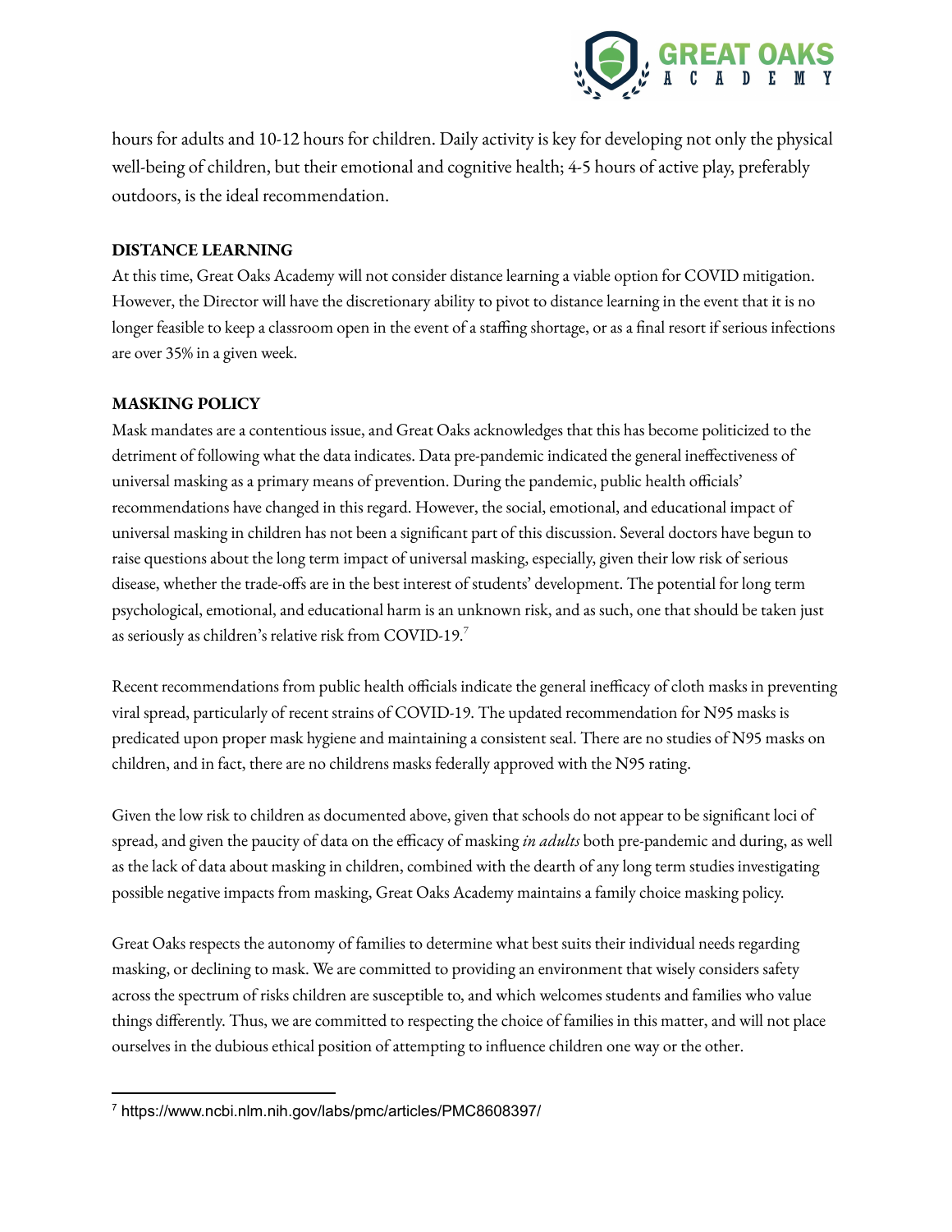hours for adults and 10-12 hours for children. Daily activity is key for developing not only the physical well-being of children, but their emotional and cognitive health; 4-5 hours of active play, preferably outdoors, is the ideal recommendation.

**DISTANCE LEARNING**

At this time, Great Oaks Academy will not consider distance learning a viable option for COVID mitigation. However, the Director will have the discretionary ability to pivot to distance learning in the event that it is no longer feasible to keep a classroom open in the event of a staffing shortage, or as a final resort if serious infections are over 35% in a given week.

**MASKING POLICY**

Mask mandates are a contentious issue, and Great Oaks acknowledges that this has become politicized to the detriment of following what the data indicates. Data pre-pandemic indicated the general ineffectiveness of universal masking as a primary means of prevention. During the pandemic, public health officials' recommendations have changed in this regard. However, the social, emotional, and educational impact of universal masking in children has not been a significant part of this discussion. Several doctors have begun to raise questions about the long term impact of universal masking, especially, given their low risk of serious disease, whether the trade-offs are in the best interest of students' development. The potential for long term psychological, emotional, and educational harm is an unknown risk, and as such, one that should be taken just as seriously as children's relative risk from COVID-19.[7]

Recent recommendations from public health officials indicate the general inefficacy of cloth masks in preventing viral spread, particularly of recent strains of COVID-19. The updated recommendation for N95 masks is predicated upon proper mask hygiene and maintaining a consistent seal. There are no studies of N95 masks on children, and in fact, there are no childrens masks federally approved with the N95 rating.

Given the low risk to children as documented above, given that schools do not appear to be significant loci of spread, and given the paucity of data on the efficacy of masking *in adults* both pre-pandemic and during, as well as the lack of data about masking in children, combined with the dearth of any long term studies investigating possible negative impacts from masking, Great Oaks Academy maintains a family choice masking policy.

Great Oaks respects the autonomy of families to determine what best suits their individual needs regarding masking, or declining to mask. We are committed to providing an environment that wisely considers safety across the spectrum of risks children are susceptible to, and which welcomes students and families who value things differently. Thus, we are committed to respecting the choice of families in this matter, and will not place ourselves in the dubious ethical position of attempting to influence children one way or the other.

---

[7] https://www.ncbi.nlm.nih.gov/labs/pmc/articles/PMC8608397/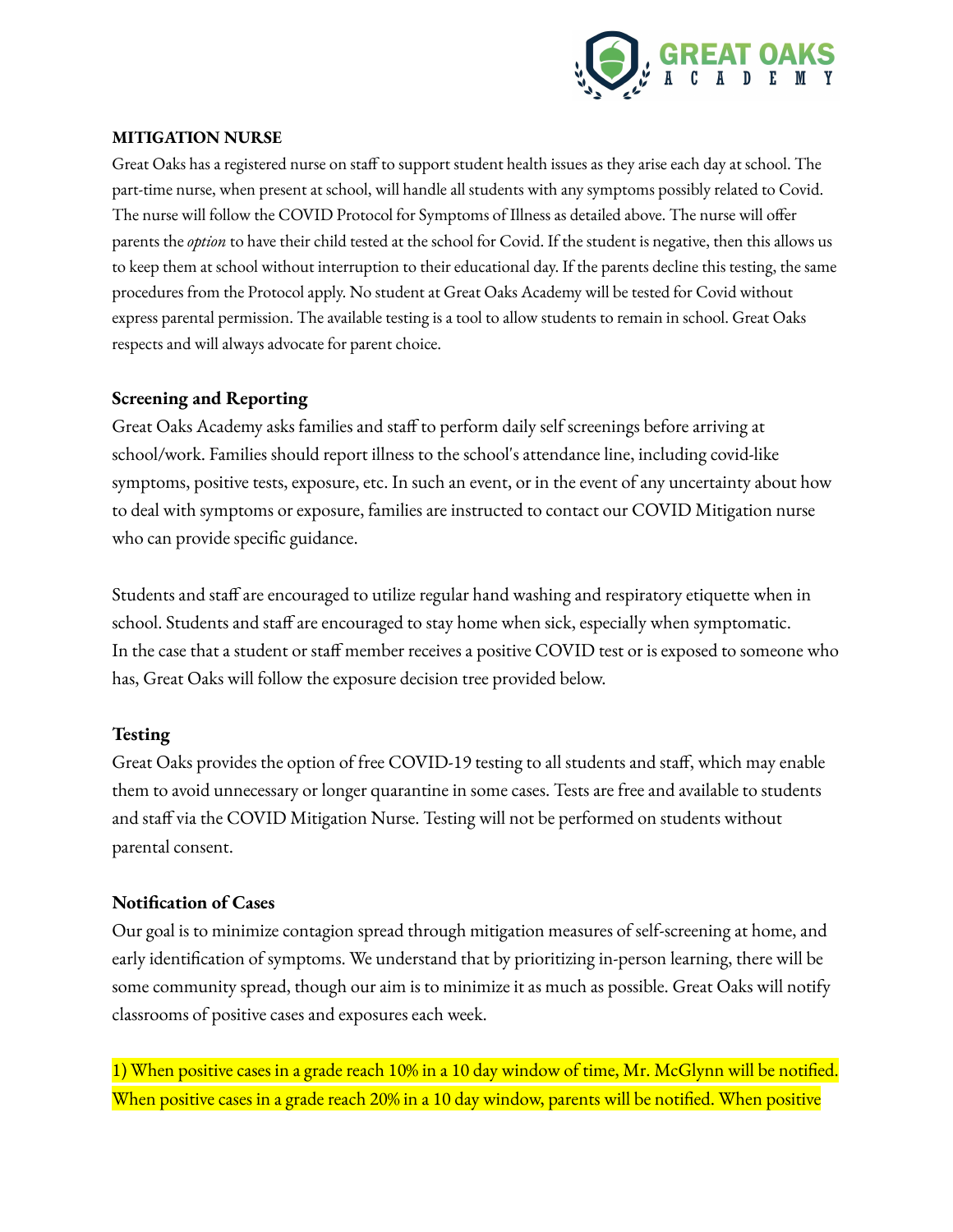**MITIGATION NURSE**

Great Oaks has a registered nurse on staff to support student health issues as they arise each day at school. The part-time nurse, when present at school, will handle all students with any symptoms possibly related to Covid. The nurse will follow the COVID Protocol for Symptoms of Illness as detailed above. The nurse will offer parents the *option* to have their child tested at the school for Covid. If the student is negative, then this allows us to keep them at school without interruption to their educational day. If the parents decline this testing, the same procedures from the Protocol apply. No student at Great Oaks Academy will be tested for Covid without express parental permission. The available testing is a tool to allow students to remain in school. Great Oaks respects and will always advocate for parent choice.

**Screening and Reporting**

Great Oaks Academy asks families and staff to perform daily self screenings before arriving at school/work. Families should report illness to the school's attendance line, including covid-like symptoms, positive tests, exposure, etc. In such an event, or in the event of any uncertainty about how to deal with symptoms or exposure, families are instructed to contact our COVID Mitigation nurse who can provide specific guidance.

Students and staff are encouraged to utilize regular hand washing and respiratory etiquette when in school. Students and staff are encouraged to stay home when sick, especially when symptomatic. In the case that a student or staff member receives a positive COVID test or is exposed to someone who has, Great Oaks will follow the exposure decision tree provided below.

**Testing**

Great Oaks provides the option of free COVID-19 testing to all students and staff, which may enable them to avoid unnecessary or longer quarantine in some cases. Tests are free and available to students and staff via the COVID Mitigation Nurse. Testing will not be performed on students without parental consent.

**Notification of Cases**

Our goal is to minimize contagion spread through mitigation measures of self-screening at home, and early identification of symptoms. We understand that by prioritizing in-person learning, there will be some community spread, though our aim is to minimize it as much as possible. Great Oaks will notify classrooms of positive cases and exposures each week.

1) When positive cases in a grade reach 10% in a 10 day window of time, Mr. McGlynn will be notified. When positive cases in a grade reach 20% in a 10 day window, parents will be notified. When positive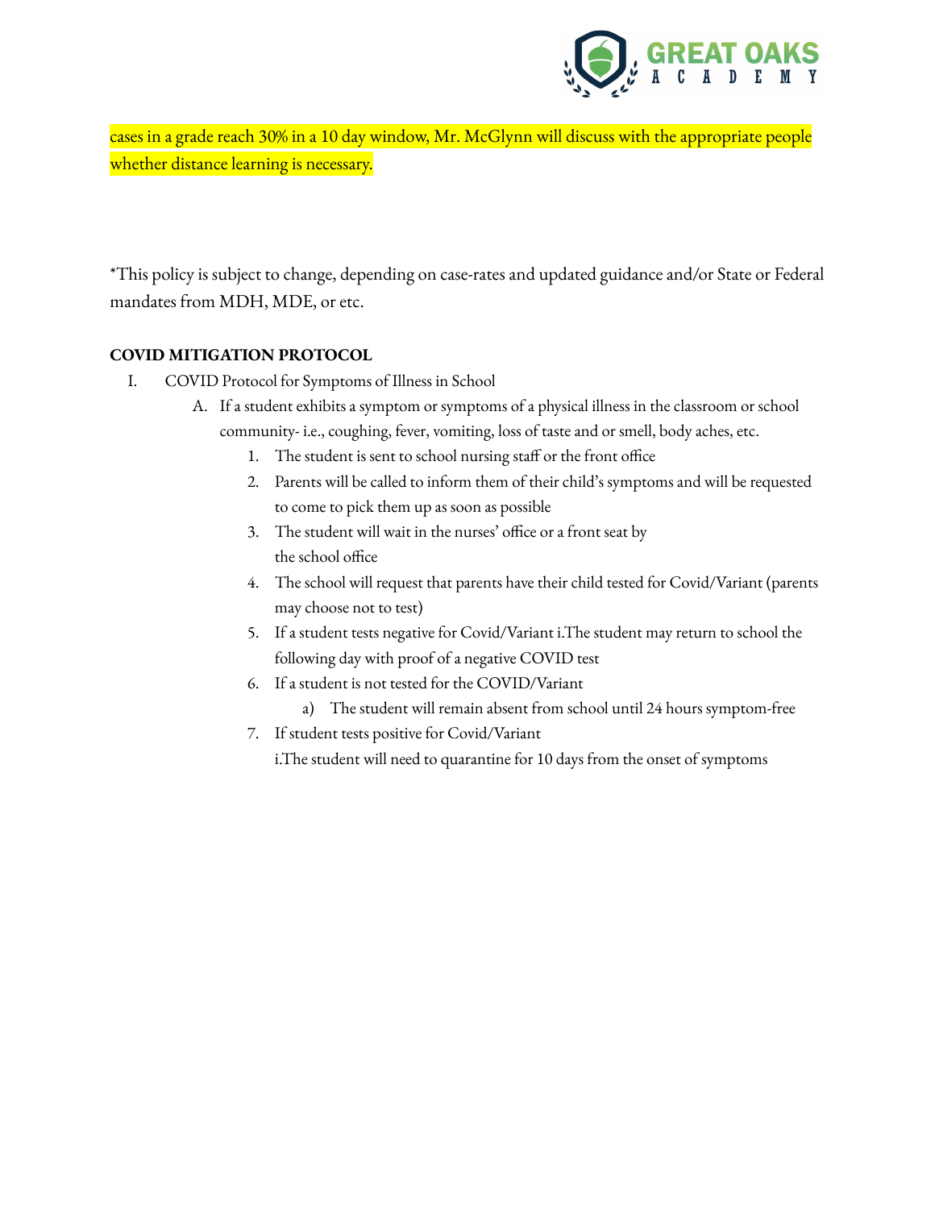cases in a grade reach 30% in a 10 day window, Mr. McGlynn will discuss with the appropriate people whether distance learning is necessary.

*This policy is subject to change, depending on case-rates and updated guidance and/or State or Federal mandates from MDH, MDE, or etc.

**COVID MITIGATION PROTOCOL**

I. COVID Protocol for Symptoms of Illness in School
   A. If a student exhibits a symptom or symptoms of a physical illness in the classroom or school community- i.e., coughing, fever, vomiting, loss of taste and or smell, body aches, etc.
      1. The student is sent to school nursing staff or the front office
      2. Parents will be called to inform them of their child's symptoms and will be requested to come to pick them up as soon as possible
      3. The student will wait in the nurses' office or a front seat by the school office
      4. The school will request that parents have their child tested for Covid/Variant (parents may choose not to test)
      5. If a student tests negative for Covid/Variant i.The student may return to school the following day with proof of a negative COVID test
      6. If a student is not tested for the COVID/Variant
         a) The student will remain absent from school until 24 hours symptom-free
      7. If student tests positive for Covid/Variant
         i.The student will need to quarantine for 10 days from the onset of symptoms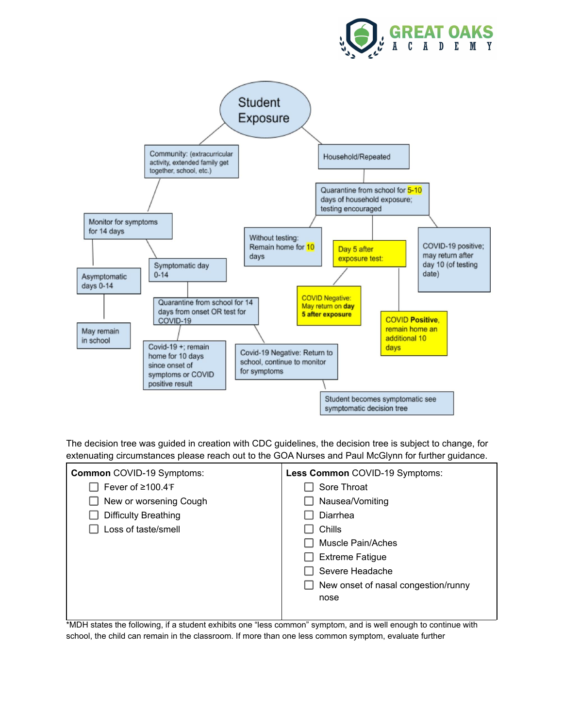GREAT OAKS ACADEMY

# Student Exposure

- **Community:** (extracurricular activity, extended family get together, school, etc.)
  - Monitor for symptoms for 14 days
    - Asymptomatic days 0-14
      - May remain in school
    - Symptomatic day 0-14
      - Quarantine from school for 14 days from onset OR test for COVID-19
        - Covid-19 +; remain home for 10 days since onset of symptoms or COVID positive result
        - Covid-19 Negative: Return to school, continue to monitor for symptoms
          - Student becomes symptomatic see symptomatic decision tree
- **Household/Repeated**
  - Quarantine from school for 5-10 days of household exposure; testing encouraged
    - Without testing: Remain home for 10 days
    - Day 5 after exposure test:
      - COVID Negative: May return on **day 5 after exposure**
      - COVID **Positive**, remain home an additional 10 days
    - COVID-19 positive; may return after day 10 (of testing date)

The decision tree was guided in creation with CDC guidelines, the decision tree is subject to change, for extenuating circumstances please reach out to the GOA Nurses and Paul McGlynn for further guidance.

| **Common** COVID-19 Symptoms: | **Less Common** COVID-19 Symptoms: |
|---|---|
| ☐ Fever of ≥100.4℉ | ☐ Sore Throat |
| ☐ New or worsening Cough | ☐ Nausea/Vomiting |
| ☐ Difficulty Breathing | ☐ Diarrhea |
| ☐ Loss of taste/smell | ☐ Chills |
| | ☐ Muscle Pain/Aches |
| | ☐ Extreme Fatigue |
| | ☐ Severe Headache |
| | ☐ New onset of nasal congestion/runny nose |

*MDH states the following, if a student exhibits one "less common" symptom, and is well enough to continue with school, the child can remain in the classroom. If more than one less common symptom, evaluate further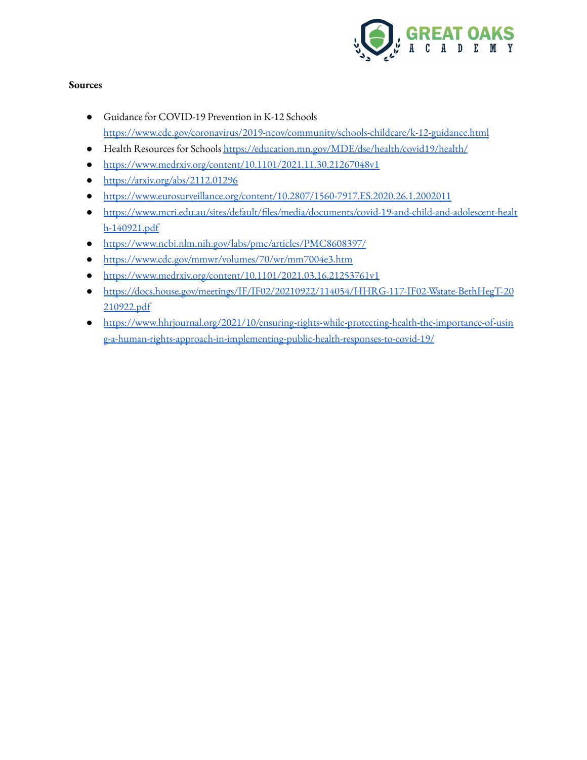**Sources**

- Guidance for COVID-19 Prevention in K-12 Schools https://www.cdc.gov/coronavirus/2019-ncov/community/schools-childcare/k-12-guidance.html
- Health Resources for Schools https://education.mn.gov/MDE/dse/health/covid19/health/
- https://www.medrxiv.org/content/10.1101/2021.11.30.21267048v1
- https://arxiv.org/abs/2112.01296
- https://www.eurosurveillance.org/content/10.2807/1560-7917.ES.2020.26.1.2002011
- https://www.mcri.edu.au/sites/default/files/media/documents/covid-19-and-child-and-adolescent-health-140921.pdf
- https://www.ncbi.nlm.nih.gov/labs/pmc/articles/PMC8608397/
- https://www.cdc.gov/mmwr/volumes/70/wr/mm7004e3.htm
- https://www.medrxiv.org/content/10.1101/2021.03.16.21253761v1
- https://docs.house.gov/meetings/IF/IF02/20210922/114054/HHRG-117-IF02-Wstate-BethHegT-20210922.pdf
- https://www.hhrjournal.org/2021/10/ensuring-rights-while-protecting-health-the-importance-of-using-a-human-rights-approach-in-implementing-public-health-responses-to-covid-19/